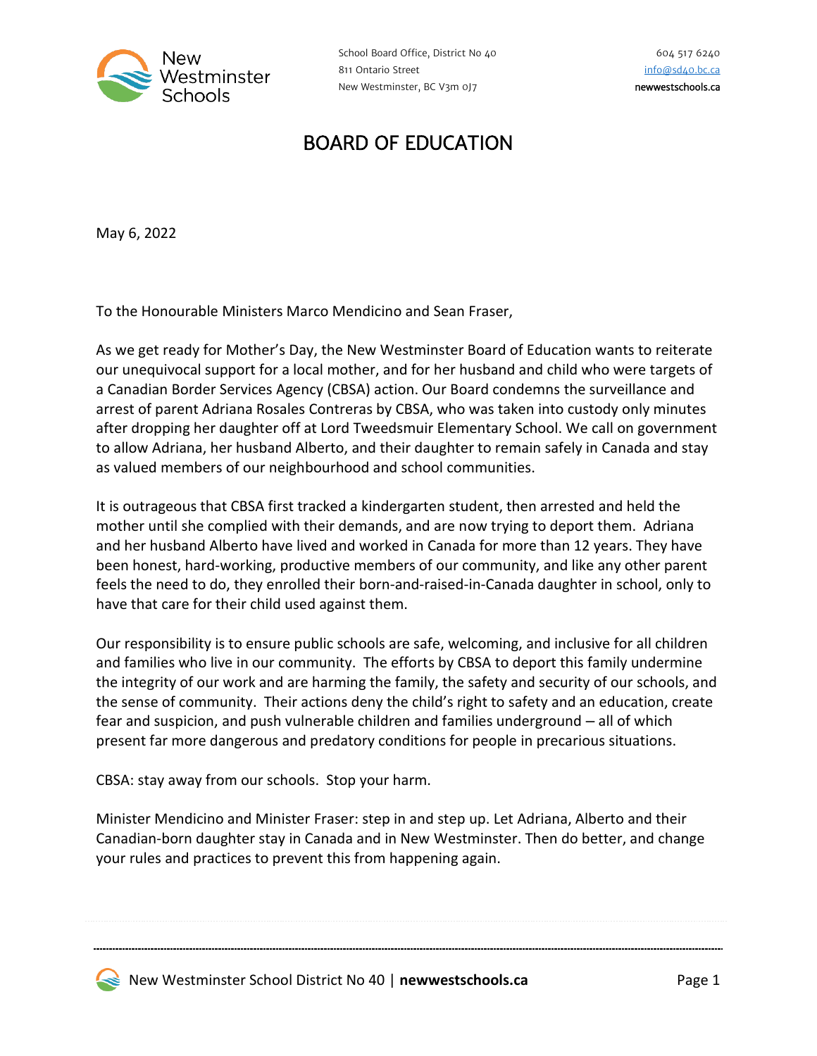New Westminster Schools

School Board Office, District No 40
811 Ontario Street
New Westminster, BC V3m 0J7

604 517 6240
info@sd40.bc.ca
newwestschools.ca

# BOARD OF EDUCATION

May 6, 2022

To the Honourable Ministers Marco Mendicino and Sean Fraser,

As we get ready for Mother's Day, the New Westminster Board of Education wants to reiterate our unequivocal support for a local mother, and for her husband and child who were targets of a Canadian Border Services Agency (CBSA) action. Our Board condemns the surveillance and arrest of parent Adriana Rosales Contreras by CBSA, who was taken into custody only minutes after dropping her daughter off at Lord Tweedsmuir Elementary School. We call on government to allow Adriana, her husband Alberto, and their daughter to remain safely in Canada and stay as valued members of our neighbourhood and school communities.

It is outrageous that CBSA first tracked a kindergarten student, then arrested and held the mother until she complied with their demands, and are now trying to deport them. Adriana and her husband Alberto have lived and worked in Canada for more than 12 years. They have been honest, hard-working, productive members of our community, and like any other parent feels the need to do, they enrolled their born-and-raised-in-Canada daughter in school, only to have that care for their child used against them.

Our responsibility is to ensure public schools are safe, welcoming, and inclusive for all children and families who live in our community. The efforts by CBSA to deport this family undermine the integrity of our work and are harming the family, the safety and security of our schools, and the sense of community. Their actions deny the child's right to safety and an education, create fear and suspicion, and push vulnerable children and families underground – all of which present far more dangerous and predatory conditions for people in precarious situations.

CBSA: stay away from our schools. Stop your harm.

Minister Mendicino and Minister Fraser: step in and step up. Let Adriana, Alberto and their Canadian-born daughter stay in Canada and in New Westminster. Then do better, and change your rules and practices to prevent this from happening again.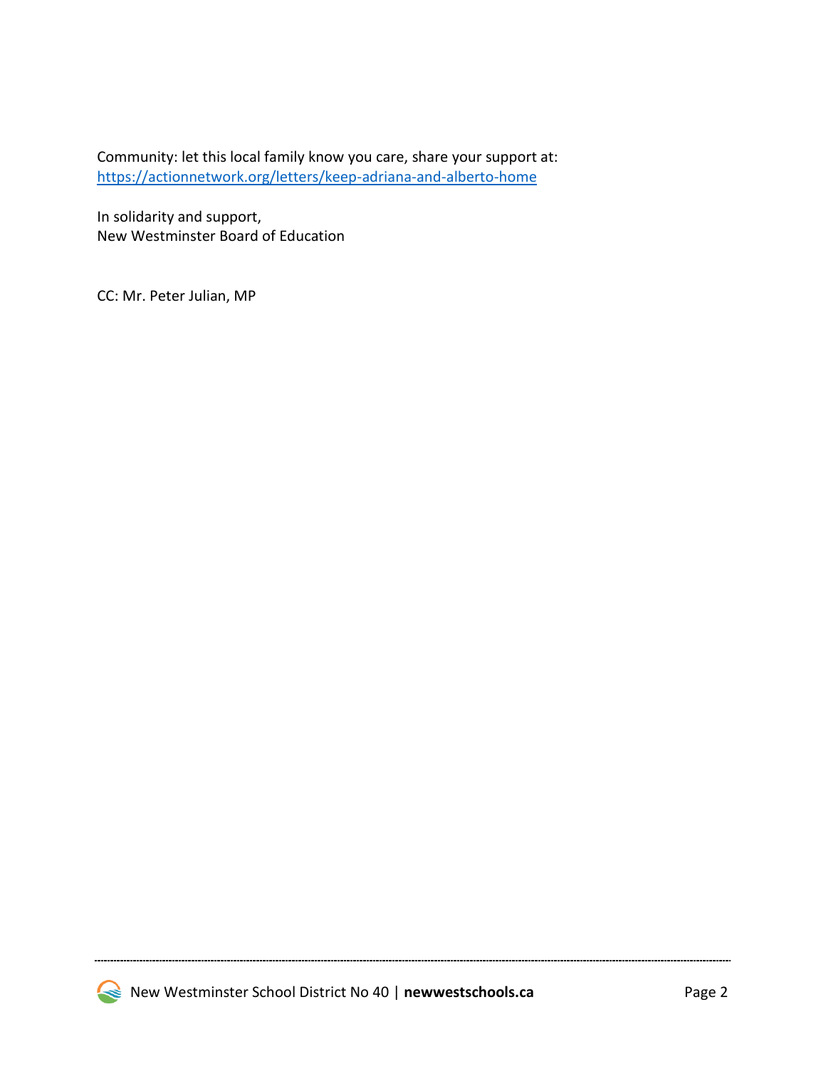Community: let this local family know you care, share your support at:
[https://actionnetwork.org/letters/keep-adriana-and-alberto-home](https://actionnetwork.org/letters/keep-adriana-and-alberto-home)

In solidarity and support,
New Westminster Board of Education

CC: Mr. Peter Julian, MP